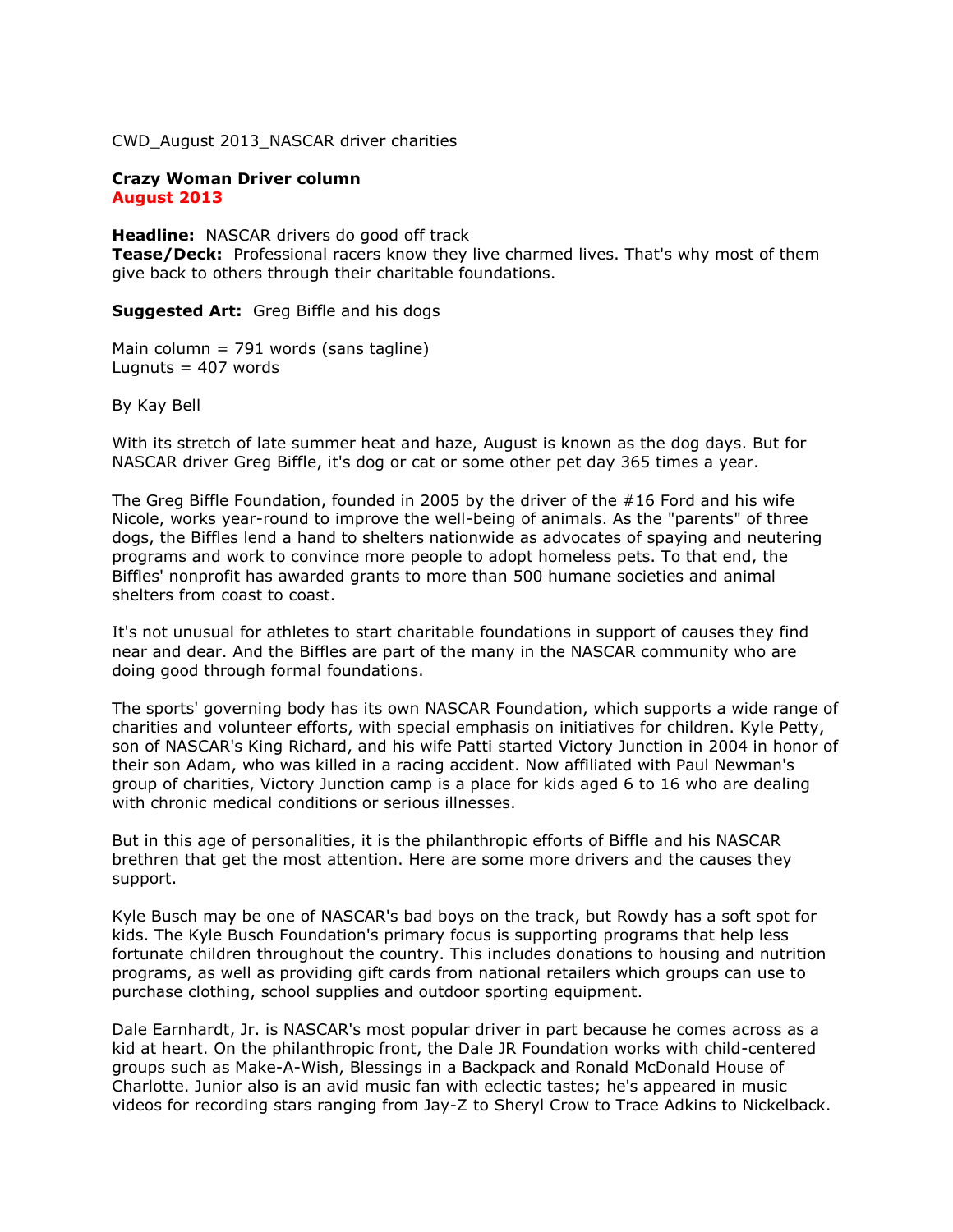CWD_August 2013_NASCAR driver charities

**Crazy Woman Driver column**
**August 2013**

**Headline:** NASCAR drivers do good off track
**Tease/Deck:** Professional racers know they live charmed lives. That's why most of them give back to others through their charitable foundations.

**Suggested Art:** Greg Biffle and his dogs

Main column = 791 words (sans tagline)
Lugnuts = 407 words

By Kay Bell

With its stretch of late summer heat and haze, August is known as the dog days. But for NASCAR driver Greg Biffle, it's dog or cat or some other pet day 365 times a year.

The Greg Biffle Foundation, founded in 2005 by the driver of the #16 Ford and his wife Nicole, works year-round to improve the well-being of animals. As the "parents" of three dogs, the Biffles lend a hand to shelters nationwide as advocates of spaying and neutering programs and work to convince more people to adopt homeless pets. To that end, the Biffles' nonprofit has awarded grants to more than 500 humane societies and animal shelters from coast to coast.

It's not unusual for athletes to start charitable foundations in support of causes they find near and dear. And the Biffles are part of the many in the NASCAR community who are doing good through formal foundations.

The sports' governing body has its own NASCAR Foundation, which supports a wide range of charities and volunteer efforts, with special emphasis on initiatives for children. Kyle Petty, son of NASCAR's King Richard, and his wife Patti started Victory Junction in 2004 in honor of their son Adam, who was killed in a racing accident. Now affiliated with Paul Newman's group of charities, Victory Junction camp is a place for kids aged 6 to 16 who are dealing with chronic medical conditions or serious illnesses.

But in this age of personalities, it is the philanthropic efforts of Biffle and his NASCAR brethren that get the most attention. Here are some more drivers and the causes they support.

Kyle Busch may be one of NASCAR's bad boys on the track, but Rowdy has a soft spot for kids. The Kyle Busch Foundation's primary focus is supporting programs that help less fortunate children throughout the country. This includes donations to housing and nutrition programs, as well as providing gift cards from national retailers which groups can use to purchase clothing, school supplies and outdoor sporting equipment.

Dale Earnhardt, Jr. is NASCAR's most popular driver in part because he comes across as a kid at heart. On the philanthropic front, the Dale JR Foundation works with child-centered groups such as Make-A-Wish, Blessings in a Backpack and Ronald McDonald House of Charlotte. Junior also is an avid music fan with eclectic tastes; he's appeared in music videos for recording stars ranging from Jay-Z to Sheryl Crow to Trace Adkins to Nickelback.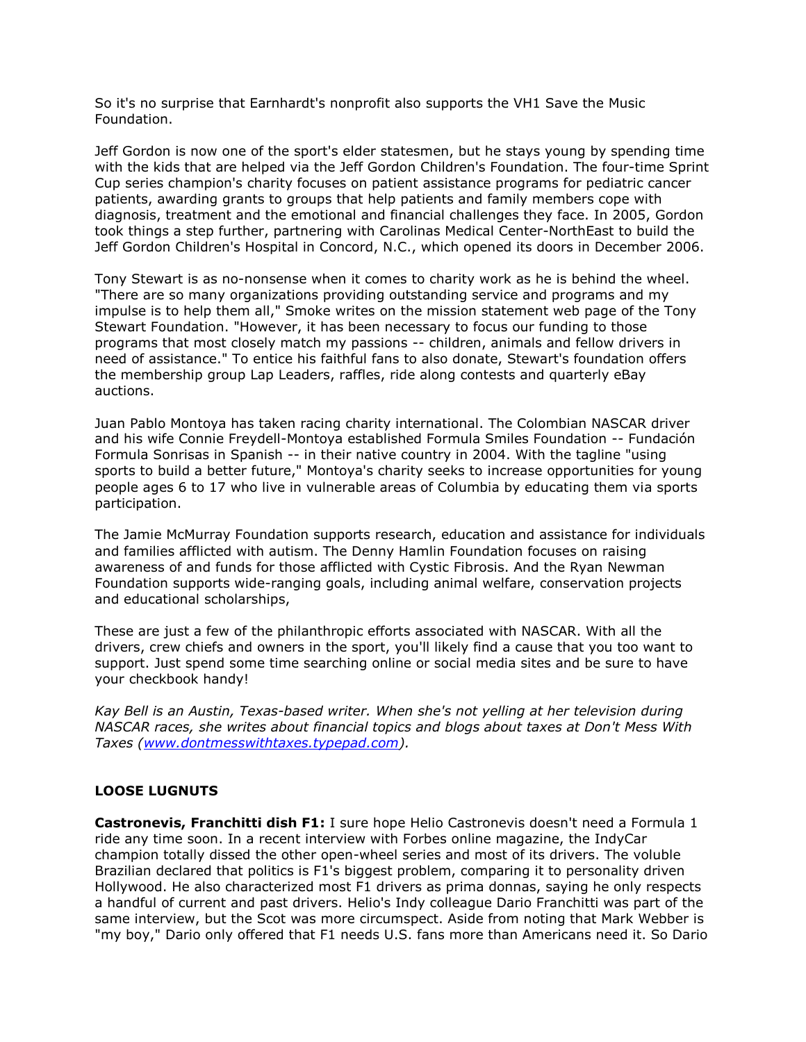So it's no surprise that Earnhardt's nonprofit also supports the VH1 Save the Music Foundation.

Jeff Gordon is now one of the sport's elder statesmen, but he stays young by spending time with the kids that are helped via the Jeff Gordon Children's Foundation. The four-time Sprint Cup series champion's charity focuses on patient assistance programs for pediatric cancer patients, awarding grants to groups that help patients and family members cope with diagnosis, treatment and the emotional and financial challenges they face. In 2005, Gordon took things a step further, partnering with Carolinas Medical Center-NorthEast to build the Jeff Gordon Children's Hospital in Concord, N.C., which opened its doors in December 2006.

Tony Stewart is as no-nonsense when it comes to charity work as he is behind the wheel. "There are so many organizations providing outstanding service and programs and my impulse is to help them all," Smoke writes on the mission statement web page of the Tony Stewart Foundation. "However, it has been necessary to focus our funding to those programs that most closely match my passions -- children, animals and fellow drivers in need of assistance." To entice his faithful fans to also donate, Stewart's foundation offers the membership group Lap Leaders, raffles, ride along contests and quarterly eBay auctions.

Juan Pablo Montoya has taken racing charity international. The Colombian NASCAR driver and his wife Connie Freydell-Montoya established Formula Smiles Foundation -- Fundación Formula Sonrisas in Spanish -- in their native country in 2004. With the tagline "using sports to build a better future," Montoya's charity seeks to increase opportunities for young people ages 6 to 17 who live in vulnerable areas of Columbia by educating them via sports participation.

The Jamie McMurray Foundation supports research, education and assistance for individuals and families afflicted with autism. The Denny Hamlin Foundation focuses on raising awareness of and funds for those afflicted with Cystic Fibrosis. And the Ryan Newman Foundation supports wide-ranging goals, including animal welfare, conservation projects and educational scholarships,

These are just a few of the philanthropic efforts associated with NASCAR. With all the drivers, crew chiefs and owners in the sport, you'll likely find a cause that you too want to support. Just spend some time searching online or social media sites and be sure to have your checkbook handy!

*Kay Bell is an Austin, Texas-based writer. When she's not yelling at her television during NASCAR races, she writes about financial topics and blogs about taxes at Don't Mess With Taxes ([www.dontmesswithtaxes.typepad.com](www.dontmesswithtaxes.typepad.com)).*

**LOOSE LUGNUTS**

**Castronevis, Franchitti dish F1:** I sure hope Helio Castronevis doesn't need a Formula 1 ride any time soon. In a recent interview with Forbes online magazine, the IndyCar champion totally dissed the other open-wheel series and most of its drivers. The voluble Brazilian declared that politics is F1's biggest problem, comparing it to personality driven Hollywood. He also characterized most F1 drivers as prima donnas, saying he only respects a handful of current and past drivers. Helio's Indy colleague Dario Franchitti was part of the same interview, but the Scot was more circumspect. Aside from noting that Mark Webber is "my boy," Dario only offered that F1 needs U.S. fans more than Americans need it. So Dario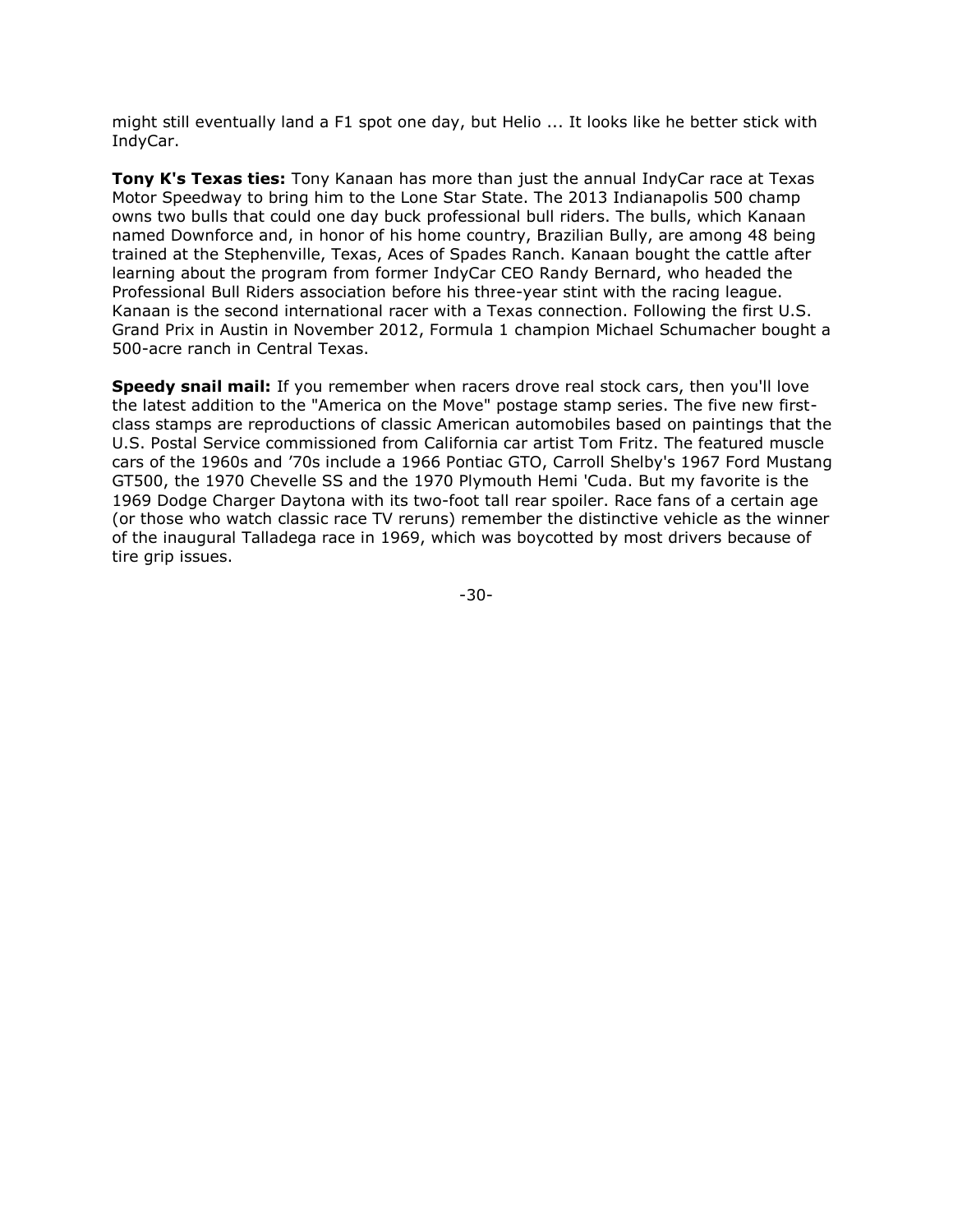might still eventually land a F1 spot one day, but Helio ... It looks like he better stick with IndyCar.

**Tony K's Texas ties:** Tony Kanaan has more than just the annual IndyCar race at Texas Motor Speedway to bring him to the Lone Star State. The 2013 Indianapolis 500 champ owns two bulls that could one day buck professional bull riders. The bulls, which Kanaan named Downforce and, in honor of his home country, Brazilian Bully, are among 48 being trained at the Stephenville, Texas, Aces of Spades Ranch. Kanaan bought the cattle after learning about the program from former IndyCar CEO Randy Bernard, who headed the Professional Bull Riders association before his three-year stint with the racing league. Kanaan is the second international racer with a Texas connection. Following the first U.S. Grand Prix in Austin in November 2012, Formula 1 champion Michael Schumacher bought a 500-acre ranch in Central Texas.

**Speedy snail mail:** If you remember when racers drove real stock cars, then you'll love the latest addition to the "America on the Move" postage stamp series. The five new first-class stamps are reproductions of classic American automobiles based on paintings that the U.S. Postal Service commissioned from California car artist Tom Fritz. The featured muscle cars of the 1960s and '70s include a 1966 Pontiac GTO, Carroll Shelby's 1967 Ford Mustang GT500, the 1970 Chevelle SS and the 1970 Plymouth Hemi 'Cuda. But my favorite is the 1969 Dodge Charger Daytona with its two-foot tall rear spoiler. Race fans of a certain age (or those who watch classic race TV reruns) remember the distinctive vehicle as the winner of the inaugural Talladega race in 1969, which was boycotted by most drivers because of tire grip issues.

-30-